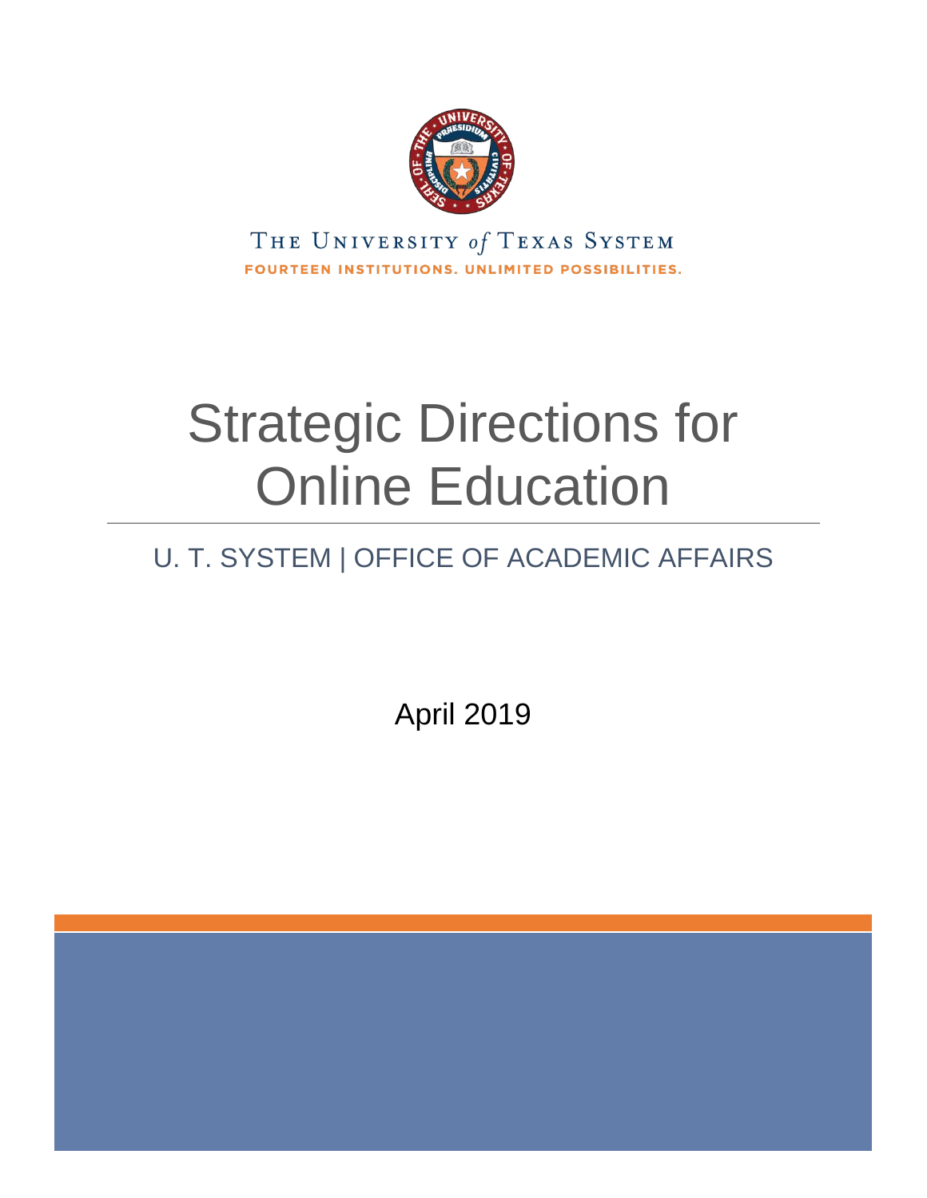THE UNIVERSITY *of* TEXAS SYSTEM

FOURTEEN INSTITUTIONS. UNLIMITED POSSIBILITIES.

# Strategic Directions for Online Education

## U. T. SYSTEM | OFFICE OF ACADEMIC AFFAIRS

April 2019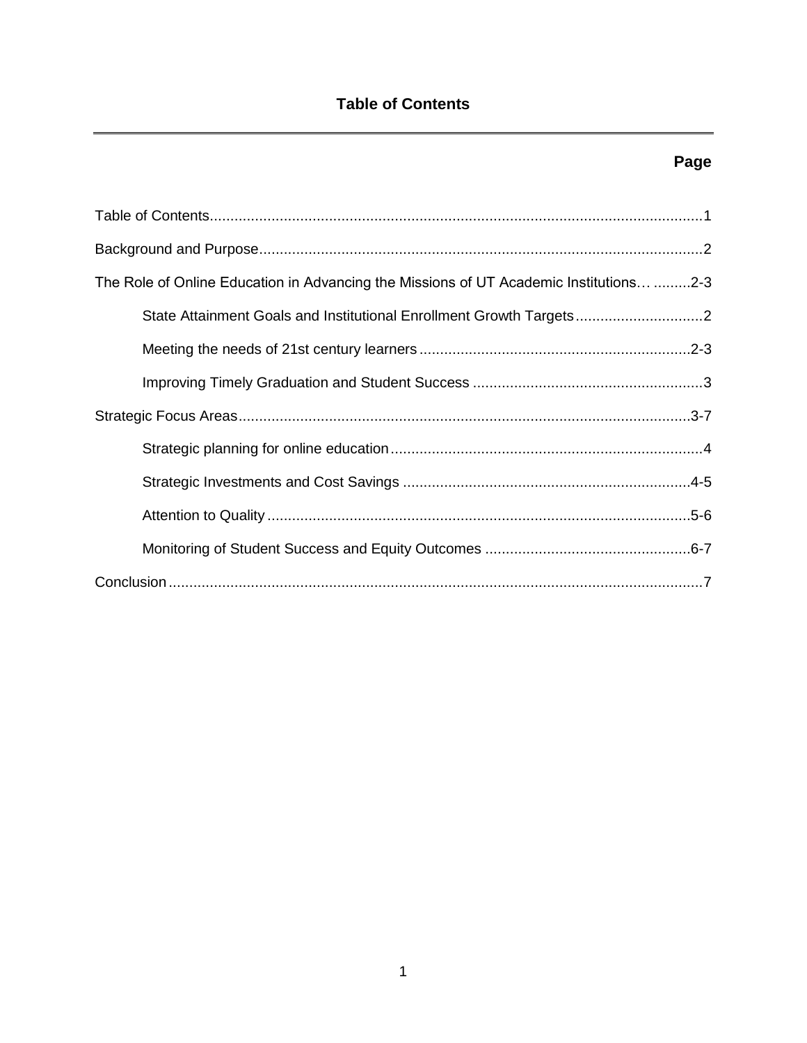# Table of Contents

| | Page |
|---|---|
| Table of Contents | 1 |
| Background and Purpose | 2 |
| The Role of Online Education in Advancing the Missions of UT Academic Institutions | 2-3 |
| State Attainment Goals and Institutional Enrollment Growth Targets | 2 |
| Meeting the needs of 21st century learners | 2-3 |
| Improving Timely Graduation and Student Success | 3 |
| Strategic Focus Areas | 3-7 |
| Strategic planning for online education | 4 |
| Strategic Investments and Cost Savings | 4-5 |
| Attention to Quality | 5-6 |
| Monitoring of Student Success and Equity Outcomes | 6-7 |
| Conclusion | 7 |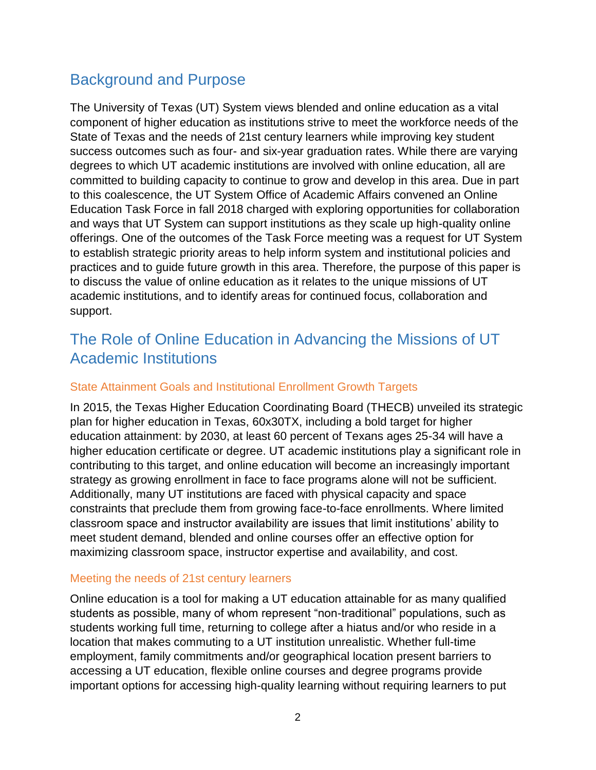## Background and Purpose

The University of Texas (UT) System views blended and online education as a vital component of higher education as institutions strive to meet the workforce needs of the State of Texas and the needs of 21st century learners while improving key student success outcomes such as four- and six-year graduation rates. While there are varying degrees to which UT academic institutions are involved with online education, all are committed to building capacity to continue to grow and develop in this area. Due in part to this coalescence, the UT System Office of Academic Affairs convened an Online Education Task Force in fall 2018 charged with exploring opportunities for collaboration and ways that UT System can support institutions as they scale up high-quality online offerings. One of the outcomes of the Task Force meeting was a request for UT System to establish strategic priority areas to help inform system and institutional policies and practices and to guide future growth in this area. Therefore, the purpose of this paper is to discuss the value of online education as it relates to the unique missions of UT academic institutions, and to identify areas for continued focus, collaboration and support.

## The Role of Online Education in Advancing the Missions of UT Academic Institutions

### State Attainment Goals and Institutional Enrollment Growth Targets

In 2015, the Texas Higher Education Coordinating Board (THECB) unveiled its strategic plan for higher education in Texas, 60x30TX, including a bold target for higher education attainment: by 2030, at least 60 percent of Texans ages 25-34 will have a higher education certificate or degree. UT academic institutions play a significant role in contributing to this target, and online education will become an increasingly important strategy as growing enrollment in face to face programs alone will not be sufficient. Additionally, many UT institutions are faced with physical capacity and space constraints that preclude them from growing face-to-face enrollments. Where limited classroom space and instructor availability are issues that limit institutions' ability to meet student demand, blended and online courses offer an effective option for maximizing classroom space, instructor expertise and availability, and cost.

### Meeting the needs of 21st century learners

Online education is a tool for making a UT education attainable for as many qualified students as possible, many of whom represent "non-traditional" populations, such as students working full time, returning to college after a hiatus and/or who reside in a location that makes commuting to a UT institution unrealistic. Whether full-time employment, family commitments and/or geographical location present barriers to accessing a UT education, flexible online courses and degree programs provide important options for accessing high-quality learning without requiring learners to put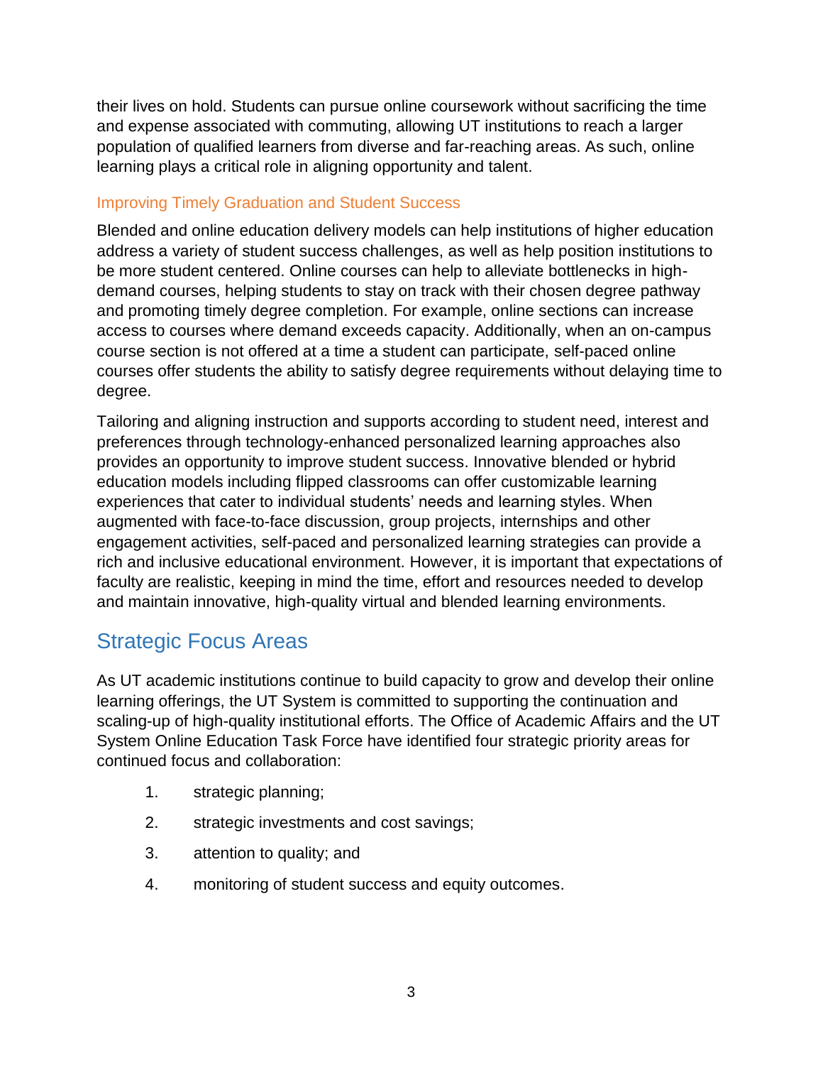their lives on hold. Students can pursue online coursework without sacrificing the time and expense associated with commuting, allowing UT institutions to reach a larger population of qualified learners from diverse and far-reaching areas. As such, online learning plays a critical role in aligning opportunity and talent.

### Improving Timely Graduation and Student Success

Blended and online education delivery models can help institutions of higher education address a variety of student success challenges, as well as help position institutions to be more student centered. Online courses can help to alleviate bottlenecks in high-demand courses, helping students to stay on track with their chosen degree pathway and promoting timely degree completion. For example, online sections can increase access to courses where demand exceeds capacity. Additionally, when an on-campus course section is not offered at a time a student can participate, self-paced online courses offer students the ability to satisfy degree requirements without delaying time to degree.

Tailoring and aligning instruction and supports according to student need, interest and preferences through technology-enhanced personalized learning approaches also provides an opportunity to improve student success. Innovative blended or hybrid education models including flipped classrooms can offer customizable learning experiences that cater to individual students' needs and learning styles. When augmented with face-to-face discussion, group projects, internships and other engagement activities, self-paced and personalized learning strategies can provide a rich and inclusive educational environment. However, it is important that expectations of faculty are realistic, keeping in mind the time, effort and resources needed to develop and maintain innovative, high-quality virtual and blended learning environments.

## Strategic Focus Areas

As UT academic institutions continue to build capacity to grow and develop their online learning offerings, the UT System is committed to supporting the continuation and scaling-up of high-quality institutional efforts. The Office of Academic Affairs and the UT System Online Education Task Force have identified four strategic priority areas for continued focus and collaboration:

1. strategic planning;
2. strategic investments and cost savings;
3. attention to quality; and
4. monitoring of student success and equity outcomes.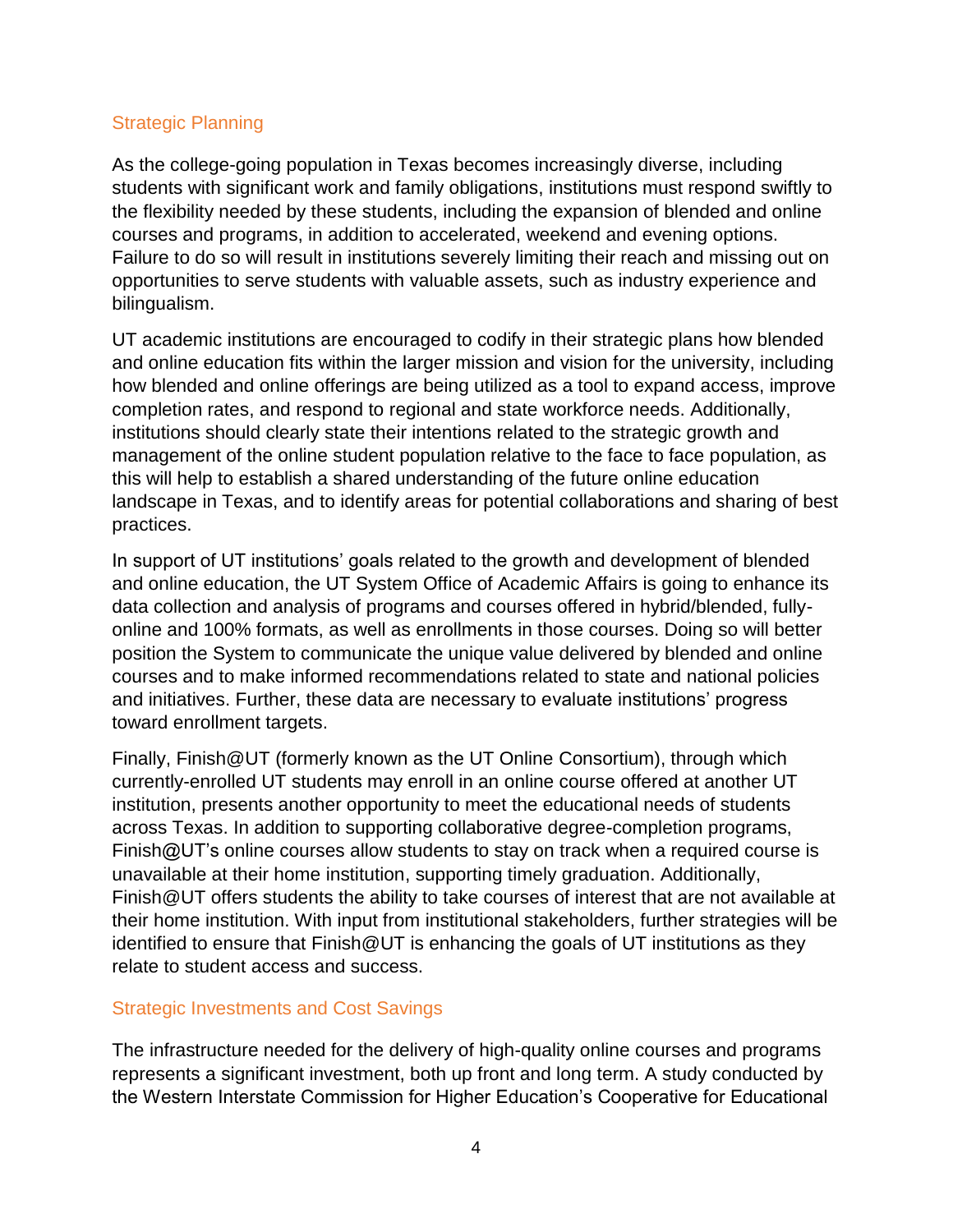## Strategic Planning

As the college-going population in Texas becomes increasingly diverse, including students with significant work and family obligations, institutions must respond swiftly to the flexibility needed by these students, including the expansion of blended and online courses and programs, in addition to accelerated, weekend and evening options. Failure to do so will result in institutions severely limiting their reach and missing out on opportunities to serve students with valuable assets, such as industry experience and bilingualism.

UT academic institutions are encouraged to codify in their strategic plans how blended and online education fits within the larger mission and vision for the university, including how blended and online offerings are being utilized as a tool to expand access, improve completion rates, and respond to regional and state workforce needs. Additionally, institutions should clearly state their intentions related to the strategic growth and management of the online student population relative to the face to face population, as this will help to establish a shared understanding of the future online education landscape in Texas, and to identify areas for potential collaborations and sharing of best practices.

In support of UT institutions' goals related to the growth and development of blended and online education, the UT System Office of Academic Affairs is going to enhance its data collection and analysis of programs and courses offered in hybrid/blended, fully-online and 100% formats, as well as enrollments in those courses. Doing so will better position the System to communicate the unique value delivered by blended and online courses and to make informed recommendations related to state and national policies and initiatives. Further, these data are necessary to evaluate institutions' progress toward enrollment targets.

Finally, Finish@UT (formerly known as the UT Online Consortium), through which currently-enrolled UT students may enroll in an online course offered at another UT institution, presents another opportunity to meet the educational needs of students across Texas. In addition to supporting collaborative degree-completion programs, Finish@UT's online courses allow students to stay on track when a required course is unavailable at their home institution, supporting timely graduation. Additionally, Finish@UT offers students the ability to take courses of interest that are not available at their home institution. With input from institutional stakeholders, further strategies will be identified to ensure that Finish@UT is enhancing the goals of UT institutions as they relate to student access and success.

## Strategic Investments and Cost Savings

The infrastructure needed for the delivery of high-quality online courses and programs represents a significant investment, both up front and long term. A study conducted by the Western Interstate Commission for Higher Education's Cooperative for Educational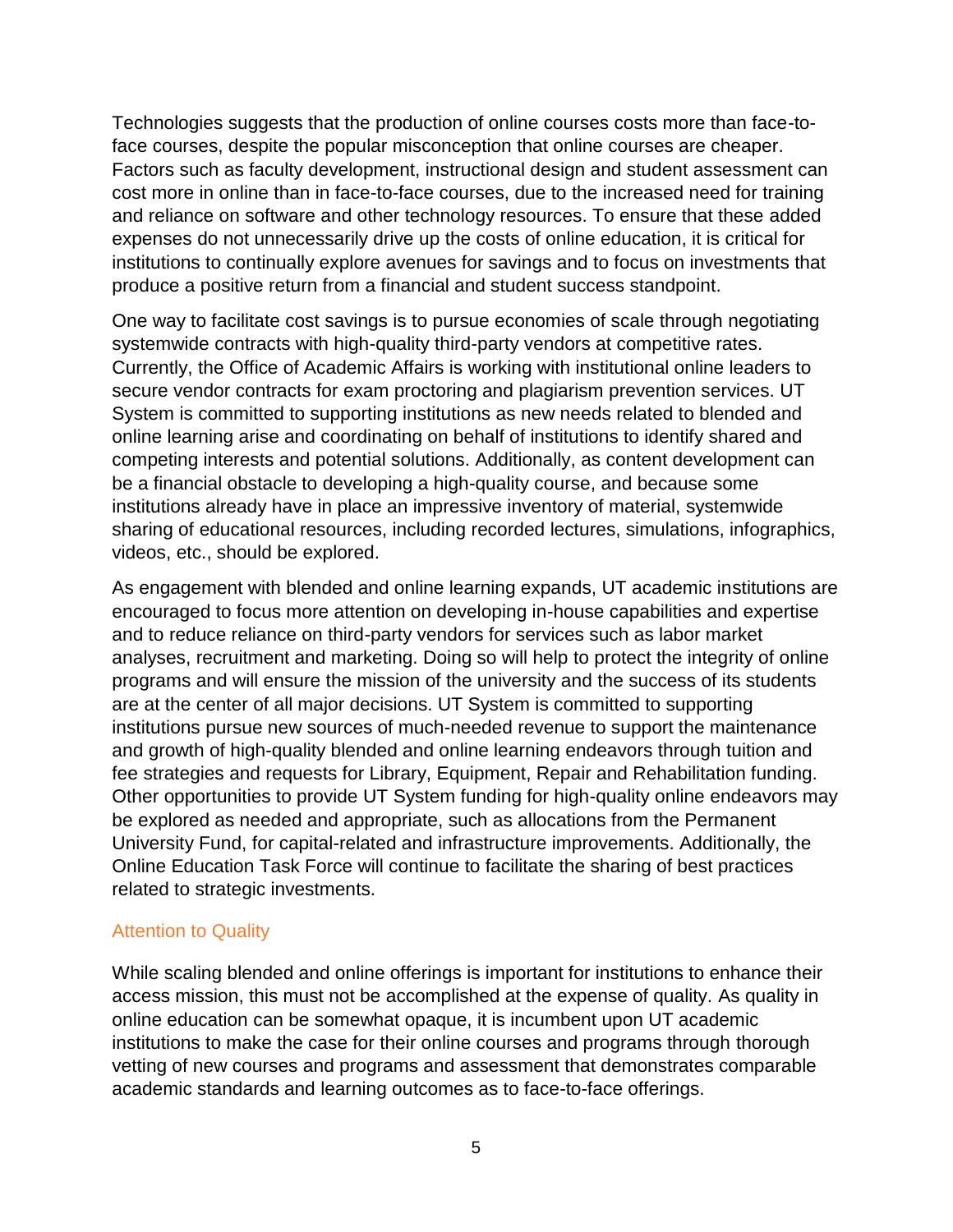Technologies suggests that the production of online courses costs more than face-to-face courses, despite the popular misconception that online courses are cheaper. Factors such as faculty development, instructional design and student assessment can cost more in online than in face-to-face courses, due to the increased need for training and reliance on software and other technology resources. To ensure that these added expenses do not unnecessarily drive up the costs of online education, it is critical for institutions to continually explore avenues for savings and to focus on investments that produce a positive return from a financial and student success standpoint.

One way to facilitate cost savings is to pursue economies of scale through negotiating systemwide contracts with high-quality third-party vendors at competitive rates. Currently, the Office of Academic Affairs is working with institutional online leaders to secure vendor contracts for exam proctoring and plagiarism prevention services. UT System is committed to supporting institutions as new needs related to blended and online learning arise and coordinating on behalf of institutions to identify shared and competing interests and potential solutions. Additionally, as content development can be a financial obstacle to developing a high-quality course, and because some institutions already have in place an impressive inventory of material, systemwide sharing of educational resources, including recorded lectures, simulations, infographics, videos, etc., should be explored.

As engagement with blended and online learning expands, UT academic institutions are encouraged to focus more attention on developing in-house capabilities and expertise and to reduce reliance on third-party vendors for services such as labor market analyses, recruitment and marketing. Doing so will help to protect the integrity of online programs and will ensure the mission of the university and the success of its students are at the center of all major decisions. UT System is committed to supporting institutions pursue new sources of much-needed revenue to support the maintenance and growth of high-quality blended and online learning endeavors through tuition and fee strategies and requests for Library, Equipment, Repair and Rehabilitation funding. Other opportunities to provide UT System funding for high-quality online endeavors may be explored as needed and appropriate, such as allocations from the Permanent University Fund, for capital-related and infrastructure improvements. Additionally, the Online Education Task Force will continue to facilitate the sharing of best practices related to strategic investments.

### Attention to Quality

While scaling blended and online offerings is important for institutions to enhance their access mission, this must not be accomplished at the expense of quality. As quality in online education can be somewhat opaque, it is incumbent upon UT academic institutions to make the case for their online courses and programs through thorough vetting of new courses and programs and assessment that demonstrates comparable academic standards and learning outcomes as to face-to-face offerings.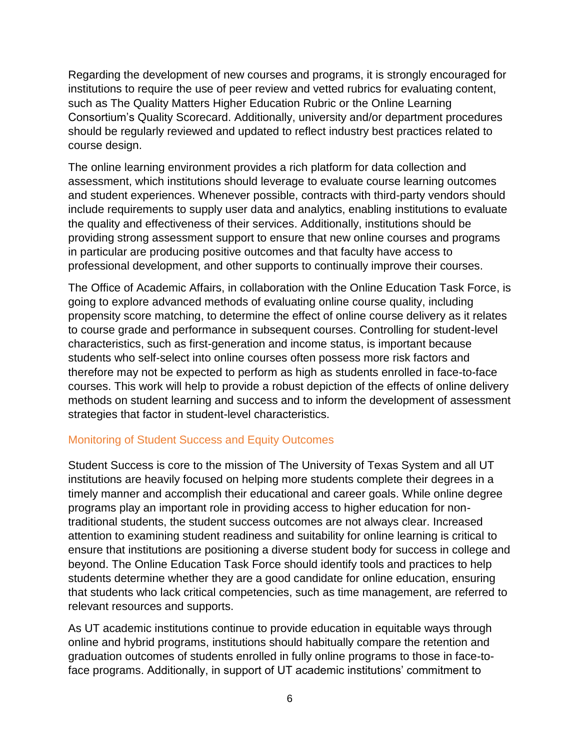Regarding the development of new courses and programs, it is strongly encouraged for institutions to require the use of peer review and vetted rubrics for evaluating content, such as The Quality Matters Higher Education Rubric or the Online Learning Consortium's Quality Scorecard. Additionally, university and/or department procedures should be regularly reviewed and updated to reflect industry best practices related to course design.

The online learning environment provides a rich platform for data collection and assessment, which institutions should leverage to evaluate course learning outcomes and student experiences. Whenever possible, contracts with third-party vendors should include requirements to supply user data and analytics, enabling institutions to evaluate the quality and effectiveness of their services. Additionally, institutions should be providing strong assessment support to ensure that new online courses and programs in particular are producing positive outcomes and that faculty have access to professional development, and other supports to continually improve their courses.

The Office of Academic Affairs, in collaboration with the Online Education Task Force, is going to explore advanced methods of evaluating online course quality, including propensity score matching, to determine the effect of online course delivery as it relates to course grade and performance in subsequent courses. Controlling for student-level characteristics, such as first-generation and income status, is important because students who self-select into online courses often possess more risk factors and therefore may not be expected to perform as high as students enrolled in face-to-face courses. This work will help to provide a robust depiction of the effects of online delivery methods on student learning and success and to inform the development of assessment strategies that factor in student-level characteristics.

## Monitoring of Student Success and Equity Outcomes

Student Success is core to the mission of The University of Texas System and all UT institutions are heavily focused on helping more students complete their degrees in a timely manner and accomplish their educational and career goals. While online degree programs play an important role in providing access to higher education for non-traditional students, the student success outcomes are not always clear. Increased attention to examining student readiness and suitability for online learning is critical to ensure that institutions are positioning a diverse student body for success in college and beyond. The Online Education Task Force should identify tools and practices to help students determine whether they are a good candidate for online education, ensuring that students who lack critical competencies, such as time management, are referred to relevant resources and supports.

As UT academic institutions continue to provide education in equitable ways through online and hybrid programs, institutions should habitually compare the retention and graduation outcomes of students enrolled in fully online programs to those in face-to-face programs. Additionally, in support of UT academic institutions' commitment to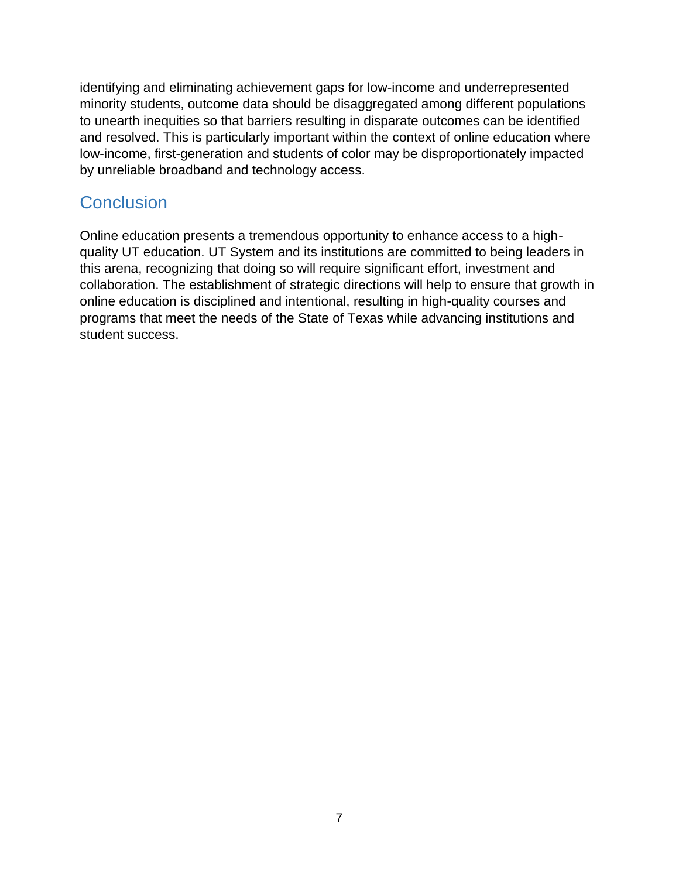identifying and eliminating achievement gaps for low-income and underrepresented minority students, outcome data should be disaggregated among different populations to unearth inequities so that barriers resulting in disparate outcomes can be identified and resolved. This is particularly important within the context of online education where low-income, first-generation and students of color may be disproportionately impacted by unreliable broadband and technology access.

## Conclusion

Online education presents a tremendous opportunity to enhance access to a high-quality UT education. UT System and its institutions are committed to being leaders in this arena, recognizing that doing so will require significant effort, investment and collaboration. The establishment of strategic directions will help to ensure that growth in online education is disciplined and intentional, resulting in high-quality courses and programs that meet the needs of the State of Texas while advancing institutions and student success.